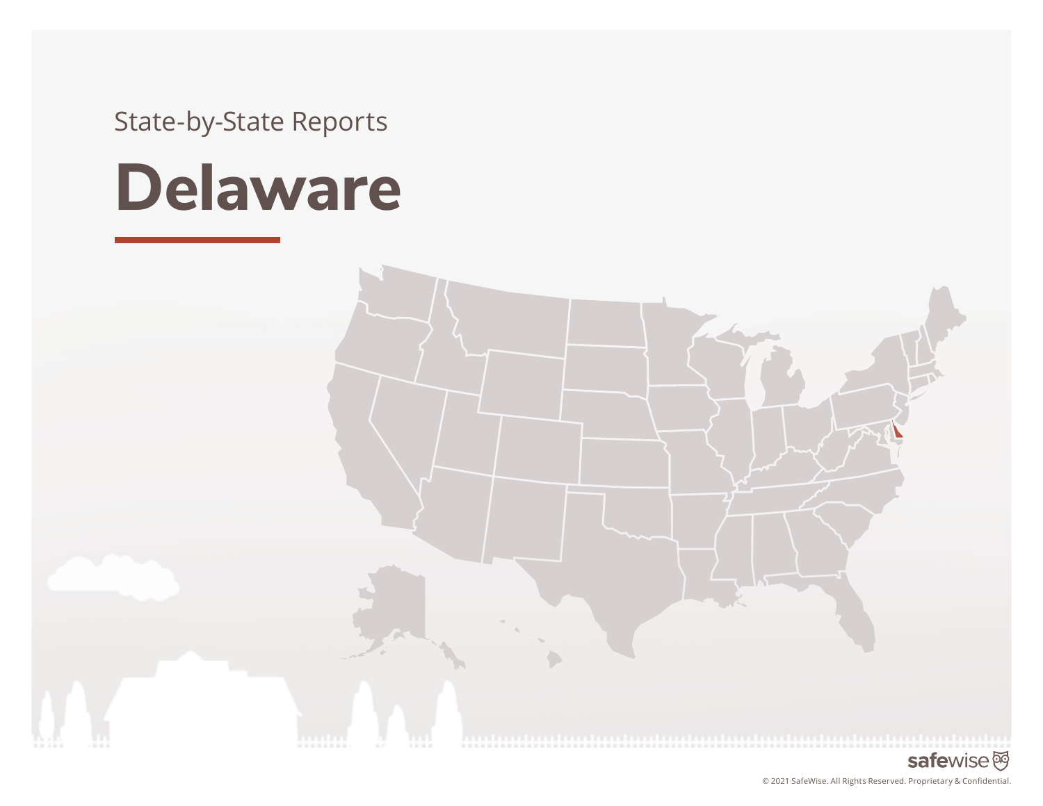State-by-State Reports

# Delaware

safewise

© 2021 SafeWise. All Rights Reserved. Proprietary & Confidential.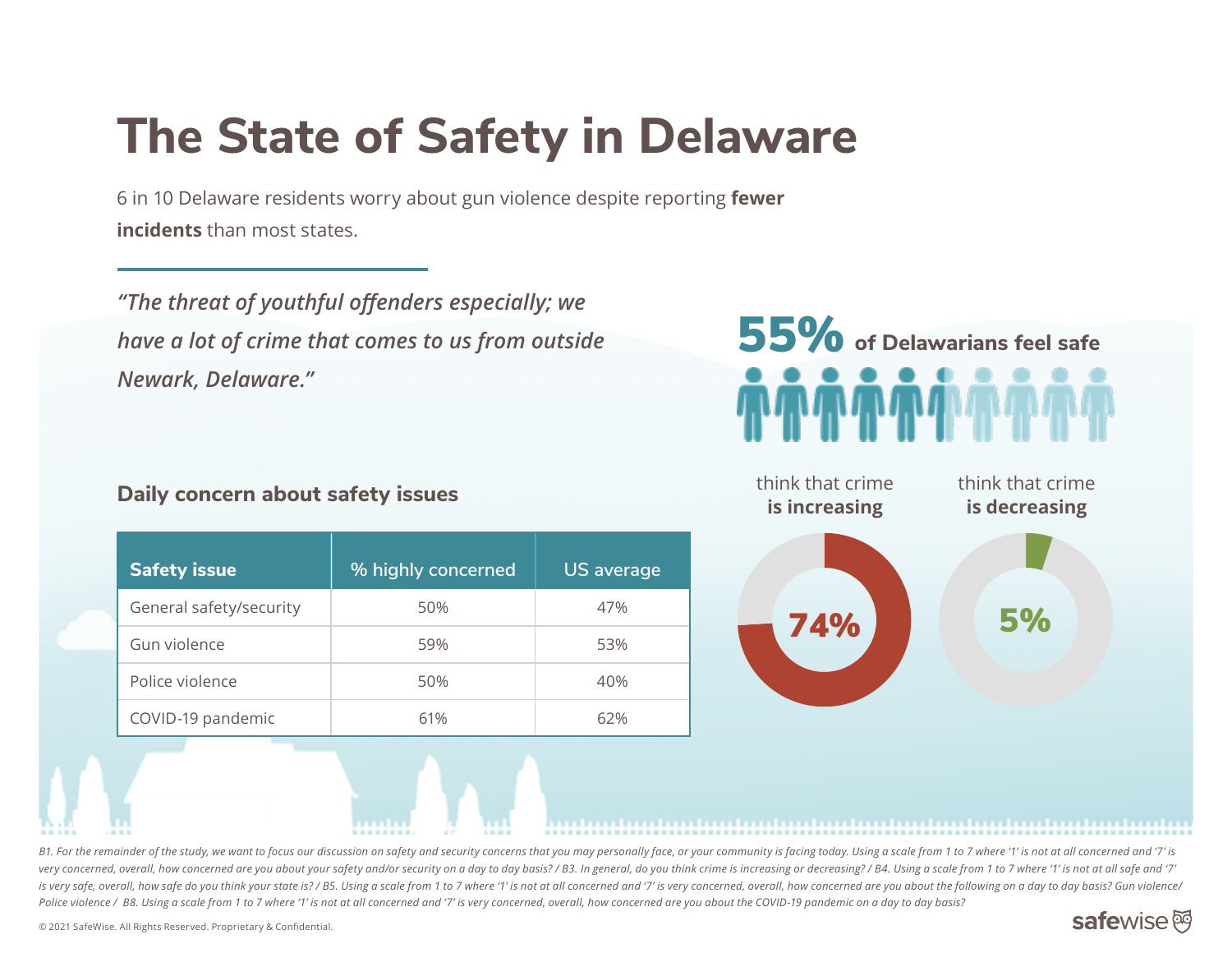# The State of Safety in Delaware

6 in 10 Delaware residents worry about gun violence despite reporting **fewer incidents** than most states.

*"The threat of youthful offenders especially; we have a lot of crime that comes to us from outside Newark, Delaware."*

**55%** of Delawarians feel safe

think that crime **is increasing**

**74%**

think that crime **is decreasing**

**5%**

### Daily concern about safety issues

| Safety issue | % highly concerned | US average |
|---|---|---|
| General safety/security | 50% | 47% |
| Gun violence | 59% | 53% |
| Police violence | 50% | 40% |
| COVID-19 pandemic | 61% | 62% |

*B1. For the remainder of the study, we want to focus our discussion on safety and security concerns that you may personally face, or your community is facing today. Using a scale from 1 to 7 where '1' is not at all concerned and '7' is very concerned, overall, how concerned are you about your safety and/or security on a day to day basis? / B3. In general, do you think crime is increasing or decreasing? / B4. Using a scale from 1 to 7 where '1' is not at all safe and '7' is very safe, overall, how safe do you think your state is? / B5. Using a scale from 1 to 7 where '1' is not at all concerned and '7' is very concerned, overall, how concerned are you about the following on a day to day basis? Gun violence/ Police violence / B8. Using a scale from 1 to 7 where '1' is not at all concerned and '7' is very concerned, overall, how concerned are you about the COVID-19 pandemic on a day to day basis?*

© 2021 SafeWise. All Rights Reserved. Proprietary & Confidential.

safewise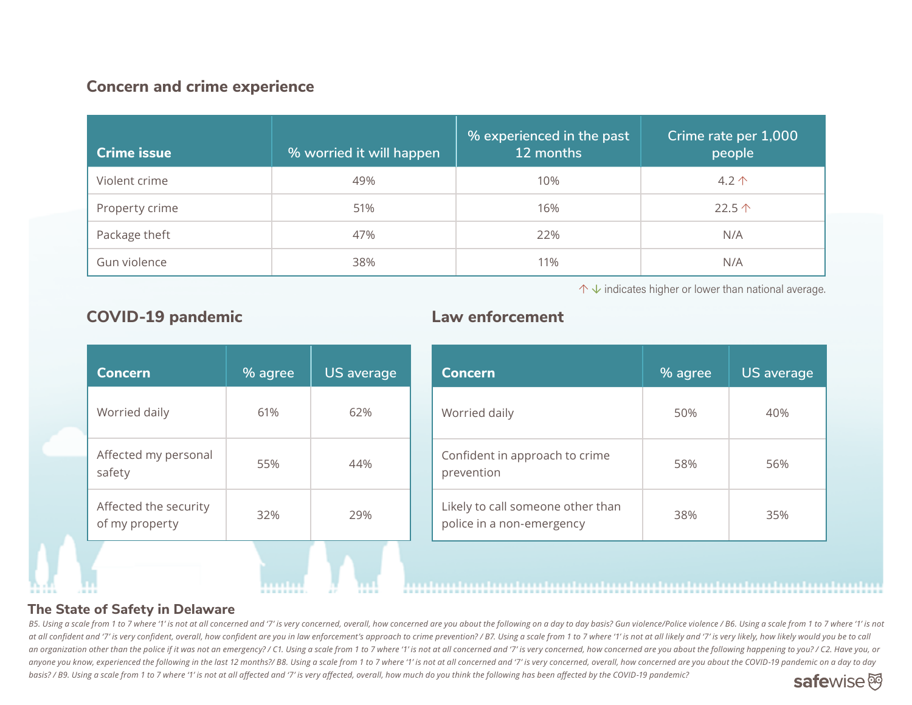## Concern and crime experience

| Crime issue | % worried it will happen | % experienced in the past 12 months | Crime rate per 1,000 people |
|---|---|---|---|
| Violent crime | 49% | 10% | 4.2 ↑ |
| Property crime | 51% | 16% | 22.5 ↑ |
| Package theft | 47% | 22% | N/A |
| Gun violence | 38% | 11% | N/A |

↑ ↓ indicates higher or lower than national average.

## COVID-19 pandemic

| Concern | % agree | US average |
|---|---|---|
| Worried daily | 61% | 62% |
| Affected my personal safety | 55% | 44% |
| Affected the security of my property | 32% | 29% |

## Law enforcement

| Concern | % agree | US average |
|---|---|---|
| Worried daily | 50% | 40% |
| Confident in approach to crime prevention | 58% | 56% |
| Likely to call someone other than police in a non-emergency | 38% | 35% |

**The State of Safety in Delaware**

*B5. Using a scale from 1 to 7 where '1' is not at all concerned and '7' is very concerned, overall, how concerned are you about the following on a day to day basis? Gun violence/Police violence / B6. Using a scale from 1 to 7 where '1' is not at all confident and '7' is very confident, overall, how confident are you in law enforcement's approach to crime prevention? / B7. Using a scale from 1 to 7 where '1' is not at all likely and '7' is very likely, how likely would you be to call an organization other than the police if it was not an emergency? / C1. Using a scale from 1 to 7 where '1' is not at all concerned and '7' is very concerned, how concerned are you about the following happening to you? / C2. Have you, or anyone you know, experienced the following in the last 12 months?/ B8. Using a scale from 1 to 7 where '1' is not at all concerned and '7' is very concerned, overall, how concerned are you about the COVID-19 pandemic on a day to day basis? / B9. Using a scale from 1 to 7 where '1' is not at all affected and '7' is very affected, overall, how much do you think the following has been affected by the COVID-19 pandemic?*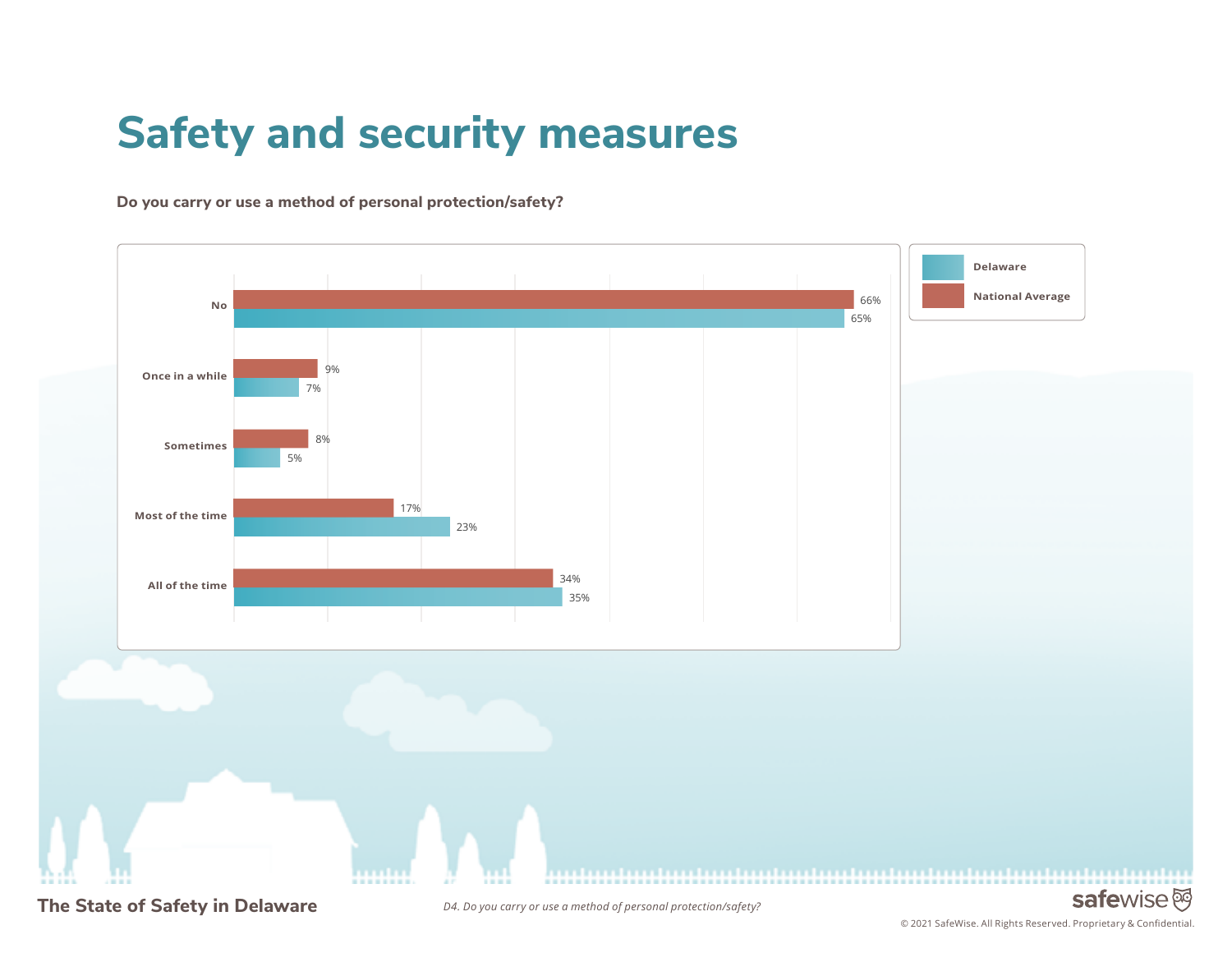# Safety and security measures

**Do you carry or use a method of personal protection/safety?**

| | Delaware | National Average |
|---|---|---|
| No | 65% | 66% |
| Once in a while | 7% | 9% |
| Sometimes | 5% | 8% |
| Most of the time | 23% | 17% |
| All of the time | 35% | 34% |

*D4. Do you carry or use a method of personal protection/safety?*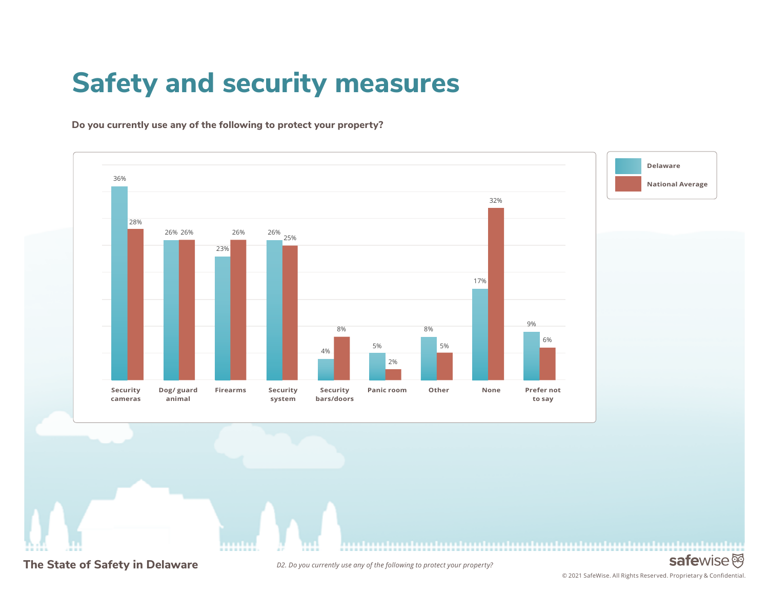# Safety and security measures

**Do you currently use any of the following to protect your property?**

Delaware
National Average

36%
28%
Security cameras

26% 26%
Dog/ guard animal

23%
26%
Firearms

26%
25%
Security system

4%
8%
Security bars/doors

5%
2%
Panic room

8%
5%
Other

17%
32%
None

9%
6%
Prefer not to say

*D2. Do you currently use any of the following to protect your property?*

The State of Safety in Delaware

© 2021 SafeWise. All Rights Reserved. Proprietary & Confidential.